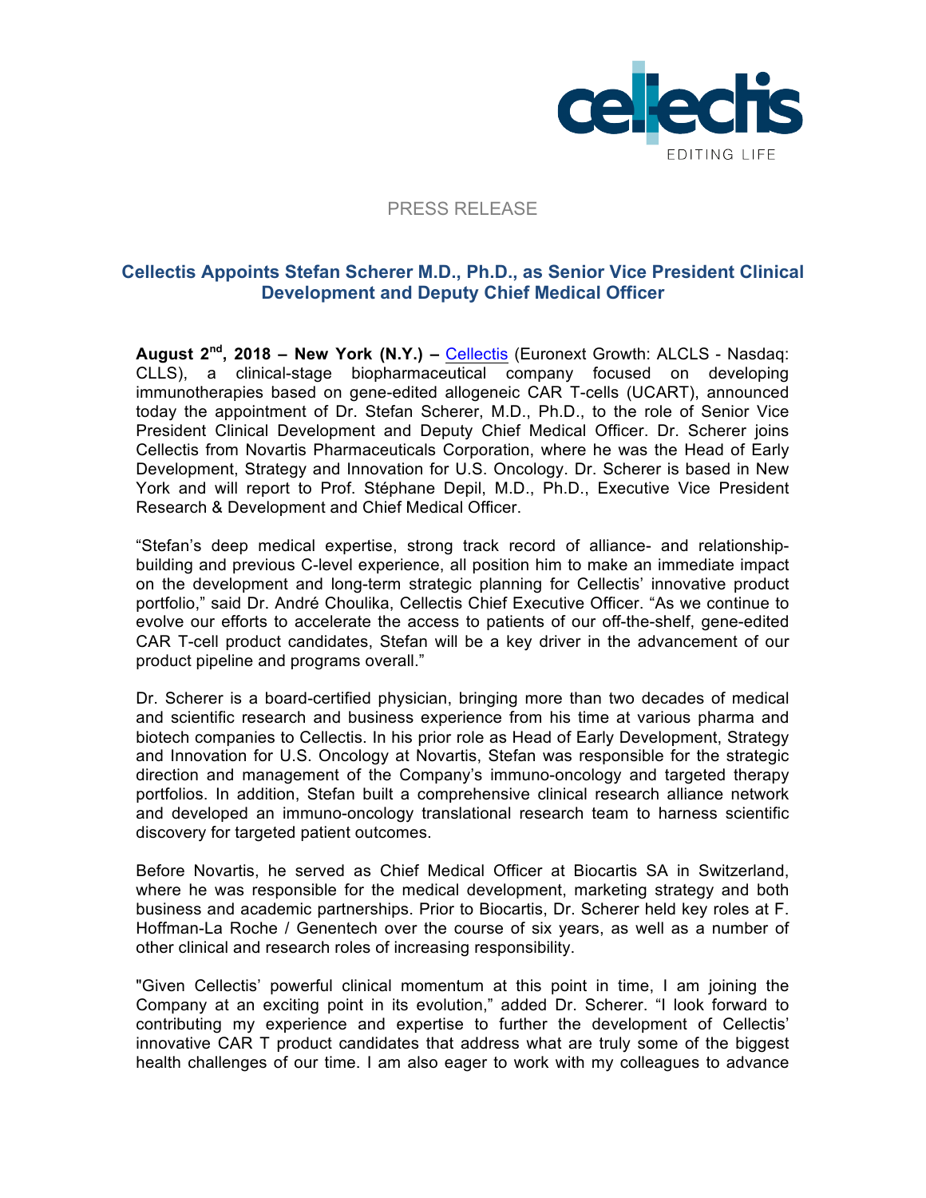PRESS RELEASE

# Cellectis Appoints Stefan Scherer M.D., Ph.D., as Senior Vice President Clinical Development and Deputy Chief Medical Officer

**August 2nd, 2018 – New York (N.Y.) –** Cellectis (Euronext Growth: ALCLS - Nasdaq: CLLS), a clinical-stage biopharmaceutical company focused on developing immunotherapies based on gene-edited allogeneic CAR T-cells (UCART), announced today the appointment of Dr. Stefan Scherer, M.D., Ph.D., to the role of Senior Vice President Clinical Development and Deputy Chief Medical Officer. Dr. Scherer joins Cellectis from Novartis Pharmaceuticals Corporation, where he was the Head of Early Development, Strategy and Innovation for U.S. Oncology. Dr. Scherer is based in New York and will report to Prof. Stéphane Depil, M.D., Ph.D., Executive Vice President Research & Development and Chief Medical Officer.

"Stefan's deep medical expertise, strong track record of alliance- and relationship-building and previous C-level experience, all position him to make an immediate impact on the development and long-term strategic planning for Cellectis' innovative product portfolio," said Dr. André Choulika, Cellectis Chief Executive Officer. "As we continue to evolve our efforts to accelerate the access to patients of our off-the-shelf, gene-edited CAR T-cell product candidates, Stefan will be a key driver in the advancement of our product pipeline and programs overall."

Dr. Scherer is a board-certified physician, bringing more than two decades of medical and scientific research and business experience from his time at various pharma and biotech companies to Cellectis. In his prior role as Head of Early Development, Strategy and Innovation for U.S. Oncology at Novartis, Stefan was responsible for the strategic direction and management of the Company's immuno-oncology and targeted therapy portfolios. In addition, Stefan built a comprehensive clinical research alliance network and developed an immuno-oncology translational research team to harness scientific discovery for targeted patient outcomes.

Before Novartis, he served as Chief Medical Officer at Biocartis SA in Switzerland, where he was responsible for the medical development, marketing strategy and both business and academic partnerships. Prior to Biocartis, Dr. Scherer held key roles at F. Hoffman-La Roche / Genentech over the course of six years, as well as a number of other clinical and research roles of increasing responsibility.

"Given Cellectis' powerful clinical momentum at this point in time, I am joining the Company at an exciting point in its evolution," added Dr. Scherer. "I look forward to contributing my experience and expertise to further the development of Cellectis' innovative CAR T product candidates that address what are truly some of the biggest health challenges of our time. I am also eager to work with my colleagues to advance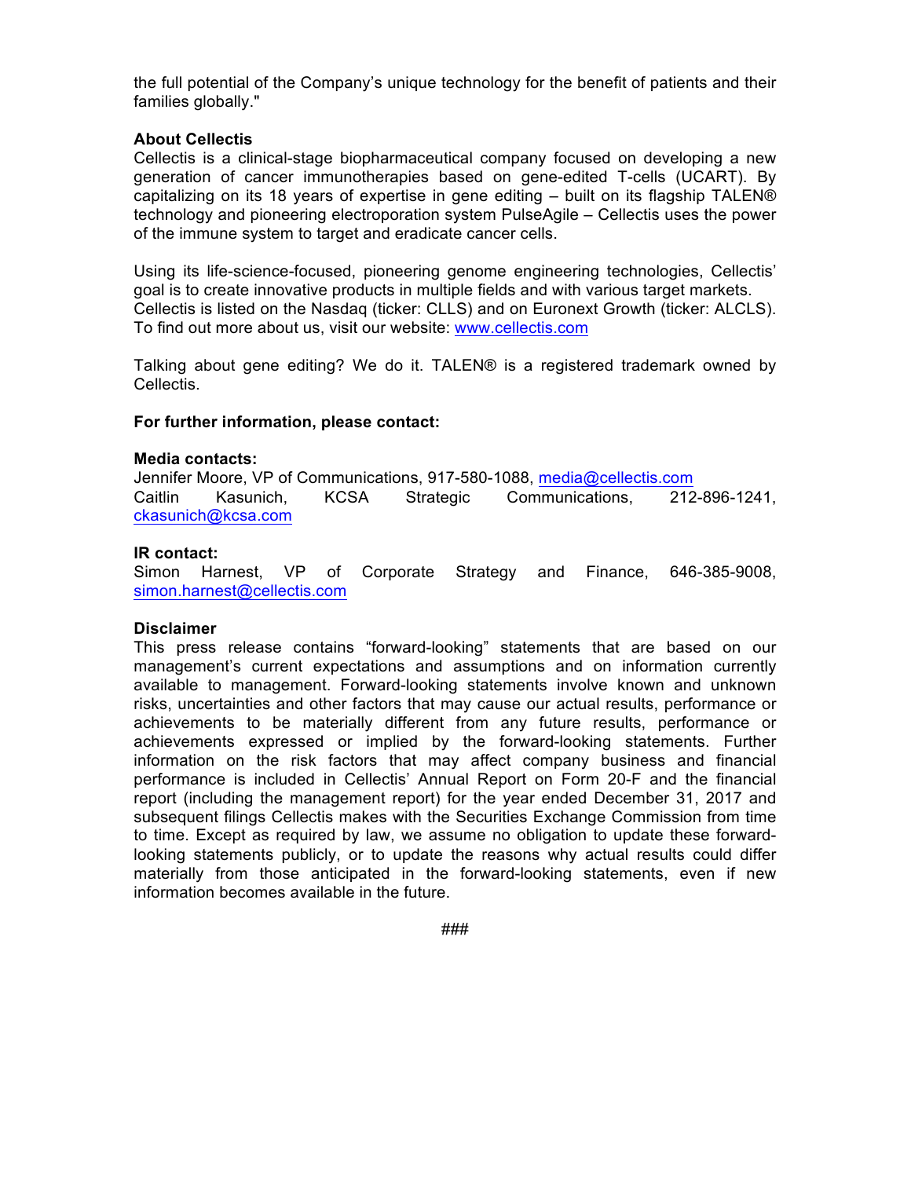the full potential of the Company's unique technology for the benefit of patients and their families globally."

**About Cellectis**

Cellectis is a clinical-stage biopharmaceutical company focused on developing a new generation of cancer immunotherapies based on gene-edited T-cells (UCART). By capitalizing on its 18 years of expertise in gene editing – built on its flagship TALEN® technology and pioneering electroporation system PulseAgile – Cellectis uses the power of the immune system to target and eradicate cancer cells.

Using its life-science-focused, pioneering genome engineering technologies, Cellectis' goal is to create innovative products in multiple fields and with various target markets. Cellectis is listed on the Nasdaq (ticker: CLLS) and on Euronext Growth (ticker: ALCLS). To find out more about us, visit our website: www.cellectis.com

Talking about gene editing? We do it. TALEN® is a registered trademark owned by Cellectis.

**For further information, please contact:**

**Media contacts:**

Jennifer Moore, VP of Communications, 917-580-1088, media@cellectis.com
Caitlin Kasunich, KCSA Strategic Communications, 212-896-1241, ckasunich@kcsa.com

**IR contact:**

Simon Harnest, VP of Corporate Strategy and Finance, 646-385-9008, simon.harnest@cellectis.com

**Disclaimer**

This press release contains "forward-looking" statements that are based on our management's current expectations and assumptions and on information currently available to management. Forward-looking statements involve known and unknown risks, uncertainties and other factors that may cause our actual results, performance or achievements to be materially different from any future results, performance or achievements expressed or implied by the forward-looking statements. Further information on the risk factors that may affect company business and financial performance is included in Cellectis' Annual Report on Form 20-F and the financial report (including the management report) for the year ended December 31, 2017 and subsequent filings Cellectis makes with the Securities Exchange Commission from time to time. Except as required by law, we assume no obligation to update these forward-looking statements publicly, or to update the reasons why actual results could differ materially from those anticipated in the forward-looking statements, even if new information becomes available in the future.

###